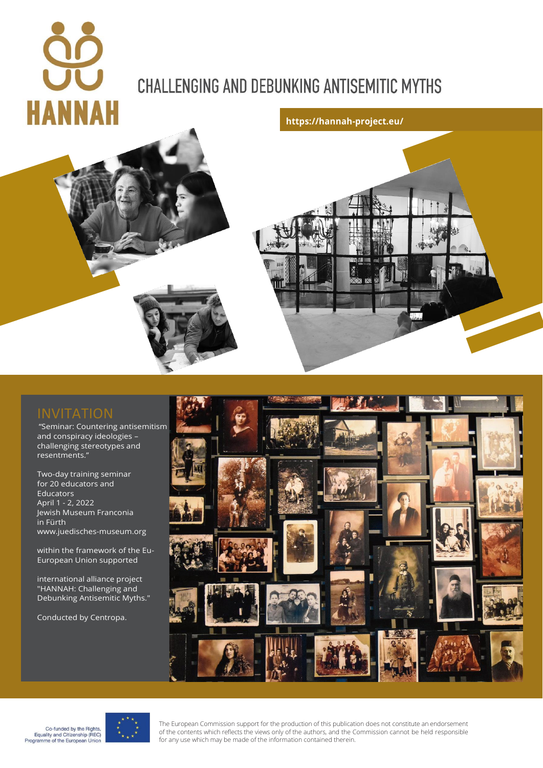# HANNAH

## CHALLENGING AND DEBUNKING ANTISEMITIC MYTHS

https://hannah-project.eu/

## INVITATION

"Seminar: Countering antisemitism and conspiracy ideologies – challenging stereotypes and resentments."

Two-day training seminar for 20 educators and Educators
April 1 - 2, 2022
Jewish Museum Franconia in Fürth
www.juedisches-museum.org

within the framework of the Eu-European Union supported

international alliance project "HANNAH: Challenging and Debunking Antisemitic Myths."

Conducted by Centropa.

Co-funded by the Rights, Equality and Citizenship (REC) Programme of the European Union

The European Commission support for the production of this publication does not constitute an endorsement of the contents which reflects the views only of the authors, and the Commission cannot be held responsible for any use which may be made of the information contained therein.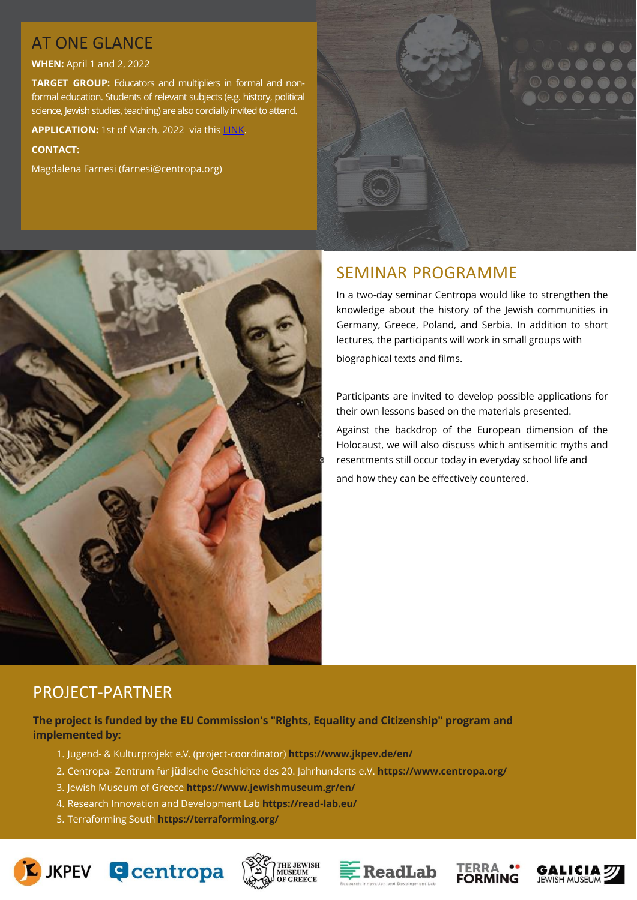## AT ONE GLANCE

**WHEN:** April 1 and 2, 2022

**TARGET GROUP:** Educators and multipliers in formal and non-formal education. Students of relevant subjects (e.g. history, political science, Jewish studies, teaching) are also cordially invited to attend.

**APPLICATION:** 1st of March, 2022 via this LINK.

**CONTACT:**

Magdalena Farnesi (farnesi@centropa.org)

## SEMINAR PROGRAMME

In a two-day seminar Centropa would like to strengthen the knowledge about the history of the Jewish communities in Germany, Greece, Poland, and Serbia. In addition to short lectures, the participants will work in small groups with biographical texts and films.

Participants are invited to develop possible applications for their own lessons based on the materials presented.

Against the backdrop of the European dimension of the Holocaust, we will also discuss which antisemitic myths and resentments still occur today in everyday school life and and how they can be effectively countered.

## PROJECT-PARTNER

**The project is funded by the EU Commission's "Rights, Equality and Citizenship" program and implemented by:**

1. Jugend- & Kulturprojekt e.V. (project-coordinator) **https://www.jkpev.de/en/**
2. Centropa- Zentrum für jüdische Geschichte des 20. Jahrhunderts e.V. **https://www.centropa.org/**
3. Jewish Museum of Greece **https://www.jewishmuseum.gr/en/**
4. Research Innovation and Development Lab **https://read-lab.eu/**
5. Terraforming South **https://terraforming.org/**

JKPEV centropa THE JEWISH MUSEUM OF GREECE ReadLab TERRA FORMING GALICIA JEWISH MUSEUM